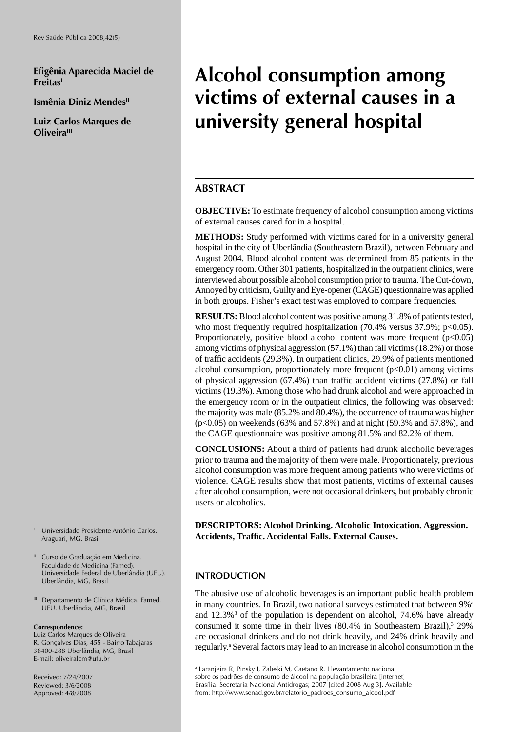**Efigênia Aparecida Maciel de Freitas**[I]

**Ismênia Diniz Mendes**[II]

**Luiz Carlos Marques de Oliveira**[III]

# Alcohol consumption among victims of external causes in a university general hospital

## ABSTRACT

**OBJECTIVE:** To estimate frequency of alcohol consumption among victims of external causes cared for in a hospital.

**METHODS:** Study performed with victims cared for in a university general hospital in the city of Uberlândia (Southeastern Brazil), between February and August 2004. Blood alcohol content was determined from 85 patients in the emergency room. Other 301 patients, hospitalized in the outpatient clinics, were interviewed about possible alcohol consumption prior to trauma. The Cut-down, Annoyed by criticism, Guilty and Eye-opener (CAGE) questionnaire was applied in both groups. Fisher's exact test was employed to compare frequencies.

**RESULTS:** Blood alcohol content was positive among 31.8% of patients tested, who most frequently required hospitalization (70.4% versus 37.9%; $p<0.05$). Proportionately, positive blood alcohol content was more frequent ($p<0.05$) among victims of physical aggression (57.1%) than fall victims (18.2%) or those of traffic accidents (29.3%). In outpatient clinics, 29.9% of patients mentioned alcohol consumption, proportionately more frequent ($p<0.01$) among victims of physical aggression (67.4%) than traffic accident victims (27.8%) or fall victims (19.3%). Among those who had drunk alcohol and were approached in the emergency room or in the outpatient clinics, the following was observed: the majority was male (85.2% and 80.4%), the occurrence of trauma was higher ($p<0.05$) on weekends (63% and 57.8%) and at night (59.3% and 57.8%), and the CAGE questionnaire was positive among 81.5% and 82.2% of them.

**CONCLUSIONS:** About a third of patients had drunk alcoholic beverages prior to trauma and the majority of them were male. Proportionately, previous alcohol consumption was more frequent among patients who were victims of violence. CAGE results show that most patients, victims of external causes after alcohol consumption, were not occasional drinkers, but probably chronic users or alcoholics.

**DESCRIPTORS: Alcohol Drinking. Alcoholic Intoxication. Aggression. Accidents, Traffic. Accidental Falls. External Causes.**

## INTRODUCTION

The abusive use of alcoholic beverages is an important public health problem in many countries. In Brazil, two national surveys estimated that between 9%[a] and 12.3%[3] of the population is dependent on alcohol, 74.6% have already consumed it some time in their lives (80.4% in Southeastern Brazil),[3] 29% are occasional drinkers and do not drink heavily, and 24% drink heavily and regularly.[a] Several factors may lead to an increase in alcohol consumption in the

[a] Laranjeira R, Pinsky I, Zaleski M, Caetano R. I levantamento nacional sobre os padrões de consumo de álcool na população brasileira [internet] Brasília: Secretaria Nacional Antidrogas; 2007 [cited 2008 Aug 3]. Available from: http://www.senad.gov.br/relatorio_padroes_consumo_alcool.pdf

[I] Universidade Presidente Antônio Carlos. Araguari, MG, Brasil

[II] Curso de Graduação em Medicina. Faculdade de Medicina (Famed). Universidade Federal de Uberlândia (UFU). Uberlândia, MG, Brasil

[III] Departamento de Clínica Médica. Famed. UFU. Uberlândia, MG, Brasil

**Correspondence:**
Luiz Carlos Marques de Oliveira
R. Gonçalves Dias, 455 - Bairro Tabajaras
38400-288 Uberlândia, MG, Brasil
E-mail: oliveiralcm@ufu.br

Received: 7/24/2007
Reviewed: 3/6/2008
Approved: 4/8/2008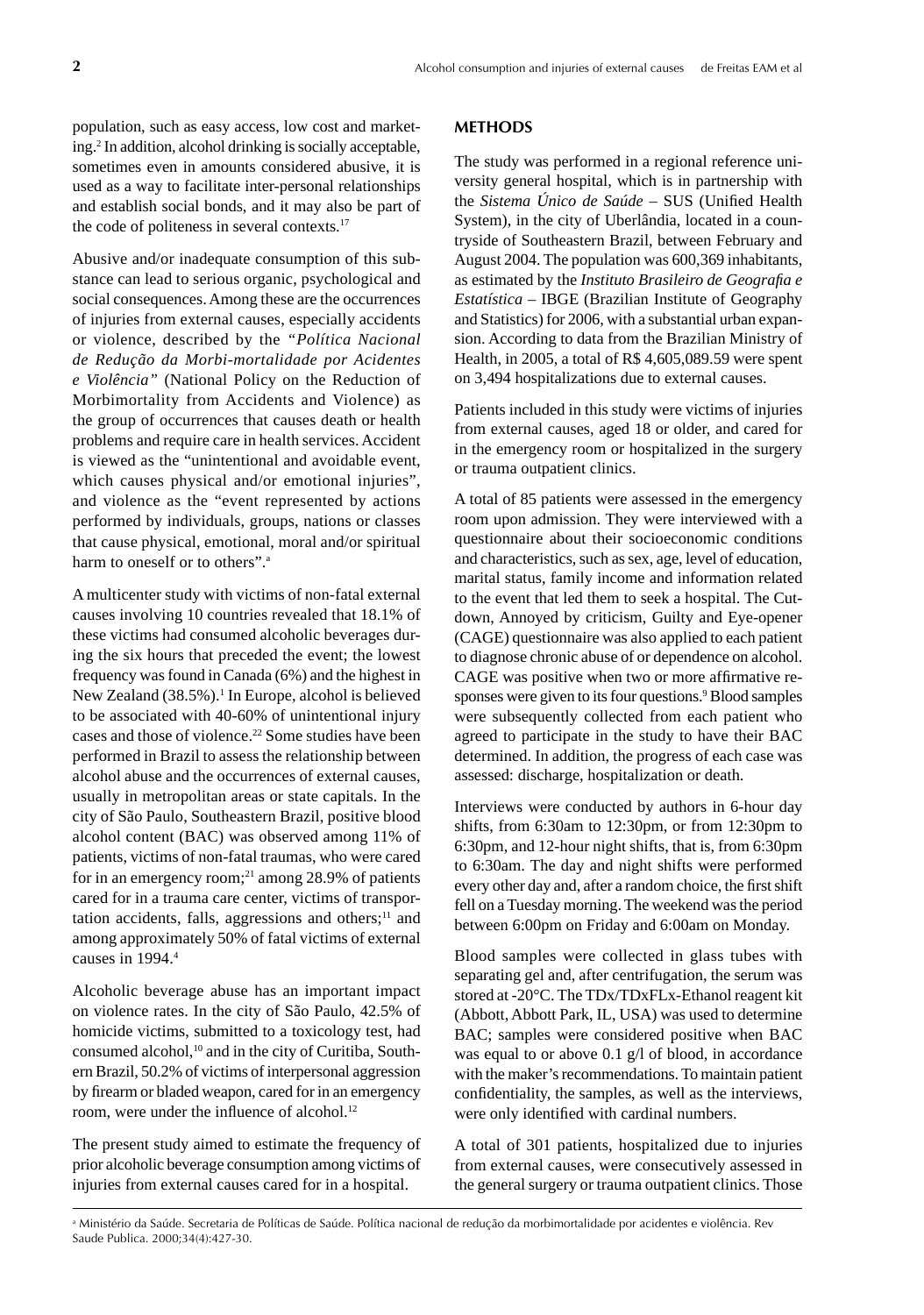population, such as easy access, low cost and marketing.[2] In addition, alcohol drinking is socially acceptable, sometimes even in amounts considered abusive, it is used as a way to facilitate inter-personal relationships and establish social bonds, and it may also be part of the code of politeness in several contexts.[17]

Abusive and/or inadequate consumption of this substance can lead to serious organic, psychological and social consequences. Among these are the occurrences of injuries from external causes, especially accidents or violence, described by the "*Política Nacional de Redução da Morbi-mortalidade por Acidentes e Violência*" (National Policy on the Reduction of Morbimortality from Accidents and Violence) as the group of occurrences that causes death or health problems and require care in health services. Accident is viewed as the "unintentional and avoidable event, which causes physical and/or emotional injuries", and violence as the "event represented by actions performed by individuals, groups, nations or classes that cause physical, emotional, moral and/or spiritual harm to oneself or to others".[a]

A multicenter study with victims of non-fatal external causes involving 10 countries revealed that 18.1% of these victims had consumed alcoholic beverages during the six hours that preceded the event; the lowest frequency was found in Canada (6%) and the highest in New Zealand (38.5%).[1] In Europe, alcohol is believed to be associated with 40-60% of unintentional injury cases and those of violence.[22] Some studies have been performed in Brazil to assess the relationship between alcohol abuse and the occurrences of external causes, usually in metropolitan areas or state capitals. In the city of São Paulo, Southeastern Brazil, positive blood alcohol content (BAC) was observed among 11% of patients, victims of non-fatal traumas, who were cared for in an emergency room;[21] among 28.9% of patients cared for in a trauma care center, victims of transportation accidents, falls, aggressions and others;[11] and among approximately 50% of fatal victims of external causes in 1994.[4]

Alcoholic beverage abuse has an important impact on violence rates. In the city of São Paulo, 42.5% of homicide victims, submitted to a toxicology test, had consumed alcohol,[10] and in the city of Curitiba, Southern Brazil, 50.2% of victims of interpersonal aggression by firearm or bladed weapon, cared for in an emergency room, were under the influence of alcohol.[12]

The present study aimed to estimate the frequency of prior alcoholic beverage consumption among victims of injuries from external causes cared for in a hospital.

## METHODS

The study was performed in a regional reference university general hospital, which is in partnership with the *Sistema Único de Saúde* – SUS (Unified Health System), in the city of Uberlândia, located in a countryside of Southeastern Brazil, between February and August 2004. The population was 600,369 inhabitants, as estimated by the *Instituto Brasileiro de Geografia e Estatística* – IBGE (Brazilian Institute of Geography and Statistics) for 2006, with a substantial urban expansion. According to data from the Brazilian Ministry of Health, in 2005, a total of R$ 4,605,089.59 were spent on 3,494 hospitalizations due to external causes.

Patients included in this study were victims of injuries from external causes, aged 18 or older, and cared for in the emergency room or hospitalized in the surgery or trauma outpatient clinics.

A total of 85 patients were assessed in the emergency room upon admission. They were interviewed with a questionnaire about their socioeconomic conditions and characteristics, such as sex, age, level of education, marital status, family income and information related to the event that led them to seek a hospital. The Cut-down, Annoyed by criticism, Guilty and Eye-opener (CAGE) questionnaire was also applied to each patient to diagnose chronic abuse of or dependence on alcohol. CAGE was positive when two or more affirmative responses were given to its four questions.[9] Blood samples were subsequently collected from each patient who agreed to participate in the study to have their BAC determined. In addition, the progress of each case was assessed: discharge, hospitalization or death.

Interviews were conducted by authors in 6-hour day shifts, from 6:30am to 12:30pm, or from 12:30pm to 6:30pm, and 12-hour night shifts, that is, from 6:30pm to 6:30am. The day and night shifts were performed every other day and, after a random choice, the first shift fell on a Tuesday morning. The weekend was the period between 6:00pm on Friday and 6:00am on Monday.

Blood samples were collected in glass tubes with separating gel and, after centrifugation, the serum was stored at -20°C. The TDx/TDxFLx-Ethanol reagent kit (Abbott, Abbott Park, IL, USA) was used to determine BAC; samples were considered positive when BAC was equal to or above 0.1 g/l of blood, in accordance with the maker's recommendations. To maintain patient confidentiality, the samples, as well as the interviews, were only identified with cardinal numbers.

A total of 301 patients, hospitalized due to injuries from external causes, were consecutively assessed in the general surgery or trauma outpatient clinics. Those

[a] Ministério da Saúde. Secretaria de Políticas de Saúde. Política nacional de redução da morbimortalidade por acidentes e violência. Rev Saude Publica. 2000;34(4):427-30.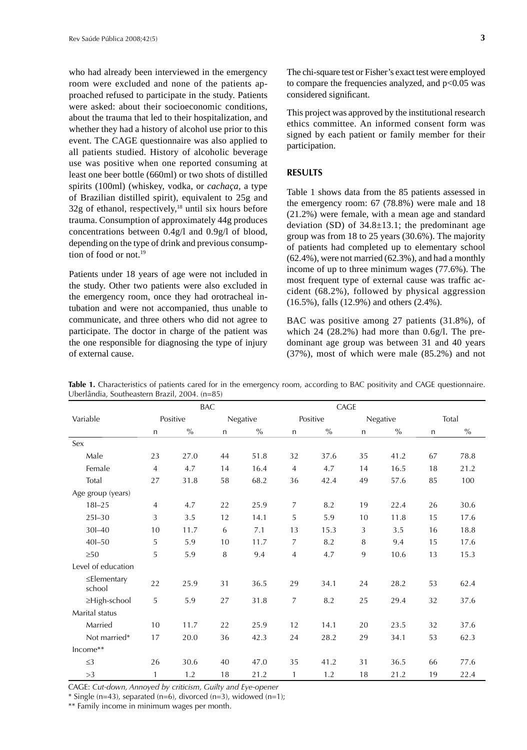who had already been interviewed in the emergency room were excluded and none of the patients approached refused to participate in the study. Patients were asked: about their socioeconomic conditions, about the trauma that led to their hospitalization, and whether they had a history of alcohol use prior to this event. The CAGE questionnaire was also applied to all patients studied. History of alcoholic beverage use was positive when one reported consuming at least one beer bottle (660ml) or two shots of distilled spirits (100ml) (whiskey, vodka, or *cachaça*, a type of Brazilian distilled spirit), equivalent to 25g and 32g of ethanol, respectively,[18] until six hours before trauma. Consumption of approximately 44g produces concentrations between 0.4g/l and 0.9g/l of blood, depending on the type of drink and previous consumption of food or not.[19]

Patients under 18 years of age were not included in the study. Other two patients were also excluded in the emergency room, once they had orotracheal intubation and were not accompanied, thus unable to communicate, and three others who did not agree to participate. The doctor in charge of the patient was the one responsible for diagnosing the type of injury of external cause.

The chi-square test or Fisher's exact test were employed to compare the frequencies analyzed, and $p<0.05$ was considered significant.

This project was approved by the institutional research ethics committee. An informed consent form was signed by each patient or family member for their participation.

## RESULTS

Table 1 shows data from the 85 patients assessed in the emergency room: 67 (78.8%) were male and 18 (21.2%) were female, with a mean age and standard deviation (SD) of 34.8±13.1; the predominant age group was from 18 to 25 years (30.6%). The majority of patients had completed up to elementary school (62.4%), were not married (62.3%), and had a monthly income of up to three minimum wages (77.6%). The most frequent type of external cause was traffic accident (68.2%), followed by physical aggression (16.5%), falls (12.9%) and others (2.4%).

BAC was positive among 27 patients (31.8%), of which 24 (28.2%) had more than 0.6g/l. The predominant age group was between 31 and 40 years (37%), most of which were male (85.2%) and not

**Table 1.** Characteristics of patients cared for in the emergency room, according to BAC positivity and CAGE questionnaire. Uberlândia, Southeastern Brazil, 2004. (n=85)

| Variable | BAC | | | | CAGE | | | | | |
|---|---|---|---|---|---|---|---|---|---|---|
| | Positive | | Negative | | Positive | | Negative | | Total | |
| | n | % | n | % | n | % | n | % | n | % |
| Sex | | | | | | | | | | |
| Male | 23 | 27.0 | 44 | 51.8 | 32 | 37.6 | 35 | 41.2 | 67 | 78.8 |
| Female | 4 | 4.7 | 14 | 16.4 | 4 | 4.7 | 14 | 16.5 | 18 | 21.2 |
| Total | 27 | 31.8 | 58 | 68.2 | 36 | 42.4 | 49 | 57.6 | 85 | 100 |
| Age group (years) | | | | | | | | | | |
| 18⊢25 | 4 | 4.7 | 22 | 25.9 | 7 | 8.2 | 19 | 22.4 | 26 | 30.6 |
| 25⊢30 | 3 | 3.5 | 12 | 14.1 | 5 | 5.9 | 10 | 11.8 | 15 | 17.6 |
| 30⊢40 | 10 | 11.7 | 6 | 7.1 | 13 | 15.3 | 3 | 3.5 | 16 | 18.8 |
| 40⊢50 | 5 | 5.9 | 10 | 11.7 | 7 | 8.2 | 8 | 9.4 | 15 | 17.6 |
| ≥50 | 5 | 5.9 | 8 | 9.4 | 4 | 4.7 | 9 | 10.6 | 13 | 15.3 |
| Level of education | | | | | | | | | | |
| ≤Elementary school | 22 | 25.9 | 31 | 36.5 | 29 | 34.1 | 24 | 28.2 | 53 | 62.4 |
| ≥High-school | 5 | 5.9 | 27 | 31.8 | 7 | 8.2 | 25 | 29.4 | 32 | 37.6 |
| Marital status | | | | | | | | | | |
| Married | 10 | 11.7 | 22 | 25.9 | 12 | 14.1 | 20 | 23.5 | 32 | 37.6 |
| Not married* | 17 | 20.0 | 36 | 42.3 | 24 | 28.2 | 29 | 34.1 | 53 | 62.3 |
| Income** | | | | | | | | | | |
| ≤3 | 26 | 30.6 | 40 | 47.0 | 35 | 41.2 | 31 | 36.5 | 66 | 77.6 |
| >3 | 1 | 1.2 | 18 | 21.2 | 1 | 1.2 | 18 | 21.2 | 19 | 22.4 |

CAGE: *Cut-down, Annoyed by criticism, Guilty and Eye-opener*

\* Single (n=43), separated (n=6), divorced (n=3), widowed (n=1);

\** Family income in minimum wages per month.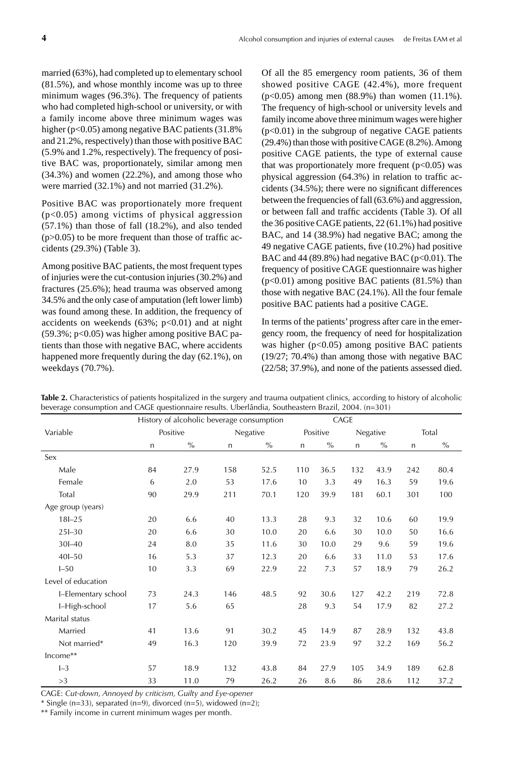married (63%), had completed up to elementary school (81.5%), and whose monthly income was up to three minimum wages (96.3%). The frequency of patients who had completed high-school or university, or with a family income above three minimum wages was higher ($p<0.05$) among negative BAC patients (31.8% and 21.2%, respectively) than those with positive BAC (5.9% and 1.2%, respectively). The frequency of positive BAC was, proportionately, similar among men (34.3%) and women (22.2%), and among those who were married (32.1%) and not married (31.2%).

Positive BAC was proportionately more frequent ($p<0.05$) among victims of physical aggression (57.1%) than those of fall (18.2%), and also tended ($p>0.05$) to be more frequent than those of traffic accidents (29.3%) (Table 3).

Among positive BAC patients, the most frequent types of injuries were the cut-contusion injuries (30.2%) and fractures (25.6%); head trauma was observed among 34.5% and the only case of amputation (left lower limb) was found among these. In addition, the frequency of accidents on weekends (63%; $p<0.01$) and at night (59.3%; $p<0.05$) was higher among positive BAC patients than those with negative BAC, where accidents happened more frequently during the day (62.1%), on weekdays (70.7%).

Of all the 85 emergency room patients, 36 of them showed positive CAGE (42.4%), more frequent ($p<0.05$) among men (88.9%) than women (11.1%). The frequency of high-school or university levels and family income above three minimum wages were higher ($p<0.01$) in the subgroup of negative CAGE patients (29.4%) than those with positive CAGE (8.2%). Among positive CAGE patients, the type of external cause that was proportionately more frequent ($p<0.05$) was physical aggression (64.3%) in relation to traffic accidents (34.5%); there were no significant differences between the frequencies of fall (63.6%) and aggression, or between fall and traffic accidents (Table 3). Of all the 36 positive CAGE patients, 22 (61.1%) had positive BAC, and 14 (38.9%) had negative BAC; among the 49 negative CAGE patients, five (10.2%) had positive BAC and 44 (89.8%) had negative BAC ($p<0.01$). The frequency of positive CAGE questionnaire was higher ($p<0.01$) among positive BAC patients (81.5%) than those with negative BAC (24.1%). All the four female positive BAC patients had a positive CAGE.

In terms of the patients' progress after care in the emergency room, the frequency of need for hospitalization was higher ($p<0.05$) among positive BAC patients (19/27; 70.4%) than among those with negative BAC (22/58; 37.9%), and none of the patients assessed died.

**Table 2.** Characteristics of patients hospitalized in the surgery and trauma outpatient clinics, according to history of alcoholic beverage consumption and CAGE questionnaire results. Uberlândia, Southeastern Brazil, 2004. (n=301)

| Variable | History of alcoholic beverage consumption | | | | CAGE | | | | | |
|---|---|---|---|---|---|---|---|---|---|---|
| | Positive | | Negative | | Positive | | Negative | | Total | |
| | n | % | n | % | n | % | n | % | n | % |
| Sex | | | | | | | | | | |
| Male | 84 | 27.9 | 158 | 52.5 | 110 | 36.5 | 132 | 43.9 | 242 | 80.4 |
| Female | 6 | 2.0 | 53 | 17.6 | 10 | 3.3 | 49 | 16.3 | 59 | 19.6 |
| Total | 90 | 29.9 | 211 | 70.1 | 120 | 39.9 | 181 | 60.1 | 301 | 100 |
| Age group (years) | | | | | | | | | | |
| 18I–25 | 20 | 6.6 | 40 | 13.3 | 28 | 9.3 | 32 | 10.6 | 60 | 19.9 |
| 25I–30 | 20 | 6.6 | 30 | 10.0 | 20 | 6.6 | 30 | 10.0 | 50 | 16.6 |
| 30I–40 | 24 | 8.0 | 35 | 11.6 | 30 | 10.0 | 29 | 9.6 | 59 | 19.6 |
| 40I–50 | 16 | 5.3 | 37 | 12.3 | 20 | 6.6 | 33 | 11.0 | 53 | 17.6 |
| I–50 | 10 | 3.3 | 69 | 22.9 | 22 | 7.3 | 57 | 18.9 | 79 | 26.2 |
| Level of education | | | | | | | | | | |
| I–Elementary school | 73 | 24.3 | 146 | 48.5 | 92 | 30.6 | 127 | 42.2 | 219 | 72.8 |
| I–High-school | 17 | 5.6 | 65 | | 28 | 9.3 | 54 | 17.9 | 82 | 27.2 |
| Marital status | | | | | | | | | | |
| Married | 41 | 13.6 | 91 | 30.2 | 45 | 14.9 | 87 | 28.9 | 132 | 43.8 |
| Not married* | 49 | 16.3 | 120 | 39.9 | 72 | 23.9 | 97 | 32.2 | 169 | 56.2 |
| Income** | | | | | | | | | | |
| I–3 | 57 | 18.9 | 132 | 43.8 | 84 | 27.9 | 105 | 34.9 | 189 | 62.8 |
| >3 | 33 | 11.0 | 79 | 26.2 | 26 | 8.6 | 86 | 28.6 | 112 | 37.2 |

CAGE: *Cut-down, Annoyed by criticism, Guilty and Eye-opener*

\* Single (n=33), separated (n=9), divorced (n=5), widowed (n=2);

\*\* Family income in current minimum wages per month.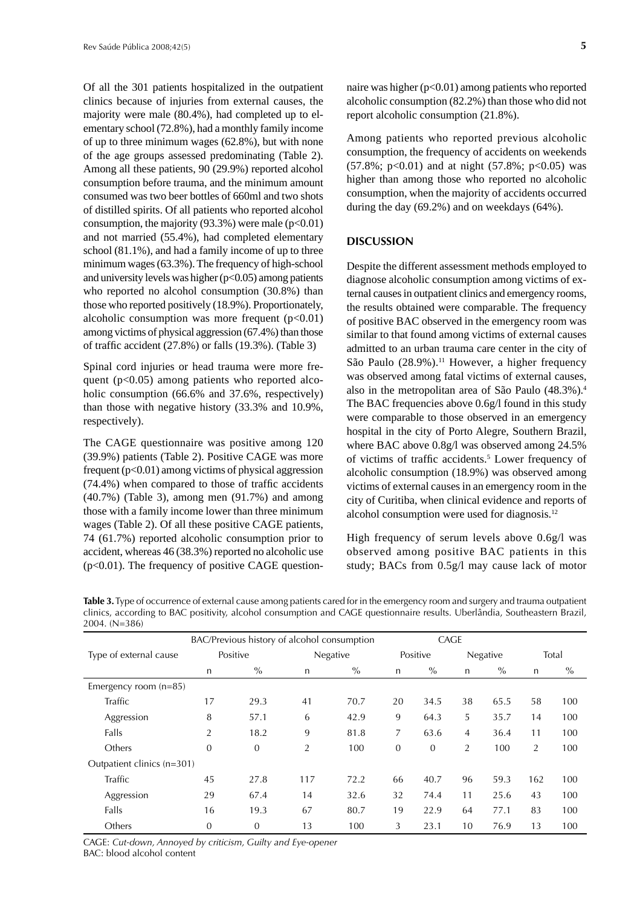Of all the 301 patients hospitalized in the outpatient clinics because of injuries from external causes, the majority were male (80.4%), had completed up to elementary school (72.8%), had a monthly family income of up to three minimum wages (62.8%), but with none of the age groups assessed predominating (Table 2). Among all these patients, 90 (29.9%) reported alcohol consumption before trauma, and the minimum amount consumed was two beer bottles of 660ml and two shots of distilled spirits. Of all patients who reported alcohol consumption, the majority (93.3%) were male ($p<0.01$) and not married (55.4%), had completed elementary school (81.1%), and had a family income of up to three minimum wages (63.3%). The frequency of high-school and university levels was higher ($p<0.05$) among patients who reported no alcohol consumption (30.8%) than those who reported positively (18.9%). Proportionately, alcoholic consumption was more frequent ($p<0.01$) among victims of physical aggression (67.4%) than those of traffic accident (27.8%) or falls (19.3%). (Table 3)

Spinal cord injuries or head trauma were more frequent ($p<0.05$) among patients who reported alcoholic consumption (66.6% and 37.6%, respectively) than those with negative history (33.3% and 10.9%, respectively).

The CAGE questionnaire was positive among 120 (39.9%) patients (Table 2). Positive CAGE was more frequent ($p<0.01$) among victims of physical aggression (74.4%) when compared to those of traffic accidents (40.7%) (Table 3), among men (91.7%) and among those with a family income lower than three minimum wages (Table 2). Of all these positive CAGE patients, 74 (61.7%) reported alcoholic consumption prior to accident, whereas 46 (38.3%) reported no alcoholic use ($p<0.01$). The frequency of positive CAGE questionnaire was higher ($p<0.01$) among patients who reported alcoholic consumption (82.2%) than those who did not report alcoholic consumption (21.8%).

Among patients who reported previous alcoholic consumption, the frequency of accidents on weekends (57.8%; $p<0.01$) and at night (57.8%; $p<0.05$) was higher than among those who reported no alcoholic consumption, when the majority of accidents occurred during the day (69.2%) and on weekdays (64%).

## DISCUSSION

Despite the different assessment methods employed to diagnose alcoholic consumption among victims of external causes in outpatient clinics and emergency rooms, the results obtained were comparable. The frequency of positive BAC observed in the emergency room was similar to that found among victims of external causes admitted to an urban trauma care center in the city of São Paulo (28.9%).[11] However, a higher frequency was observed among fatal victims of external causes, also in the metropolitan area of São Paulo (48.3%).[4] The BAC frequencies above 0.6g/l found in this study were comparable to those observed in an emergency hospital in the city of Porto Alegre, Southern Brazil, where BAC above 0.8g/l was observed among 24.5% of victims of traffic accidents.[5] Lower frequency of alcoholic consumption (18.9%) was observed among victims of external causes in an emergency room in the city of Curitiba, when clinical evidence and reports of alcohol consumption were used for diagnosis.[12]

High frequency of serum levels above 0.6g/l was observed among positive BAC patients in this study; BACs from 0.5g/l may cause lack of motor

**Table 3.** Type of occurrence of external cause among patients cared for in the emergency room and surgery and trauma outpatient clinics, according to BAC positivity, alcohol consumption and CAGE questionnaire results. Uberlândia, Southeastern Brazil, 2004. (N=386)

| Type of external cause | BAC/Previous history of alcohol consumption | | | | CAGE | | | | Total | |
|---|---|---|---|---|---|---|---|---|---|---|
| | Positive | | Negative | | Positive | | Negative | | | |
| | n | % | n | % | n | % | n | % | n | % |
| Emergency room (n=85) | | | | | | | | | | |
| Traffic | 17 | 29.3 | 41 | 70.7 | 20 | 34.5 | 38 | 65.5 | 58 | 100 |
| Aggression | 8 | 57.1 | 6 | 42.9 | 9 | 64.3 | 5 | 35.7 | 14 | 100 |
| Falls | 2 | 18.2 | 9 | 81.8 | 7 | 63.6 | 4 | 36.4 | 11 | 100 |
| Others | 0 | 0 | 2 | 100 | 0 | 0 | 2 | 100 | 2 | 100 |
| Outpatient clinics (n=301) | | | | | | | | | | |
| Traffic | 45 | 27.8 | 117 | 72.2 | 66 | 40.7 | 96 | 59.3 | 162 | 100 |
| Aggression | 29 | 67.4 | 14 | 32.6 | 32 | 74.4 | 11 | 25.6 | 43 | 100 |
| Falls | 16 | 19.3 | 67 | 80.7 | 19 | 22.9 | 64 | 77.1 | 83 | 100 |
| Others | 0 | 0 | 13 | 100 | 3 | 23.1 | 10 | 76.9 | 13 | 100 |

CAGE: *Cut-down, Annoyed by criticism, Guilty and Eye-opener*
BAC: blood alcohol content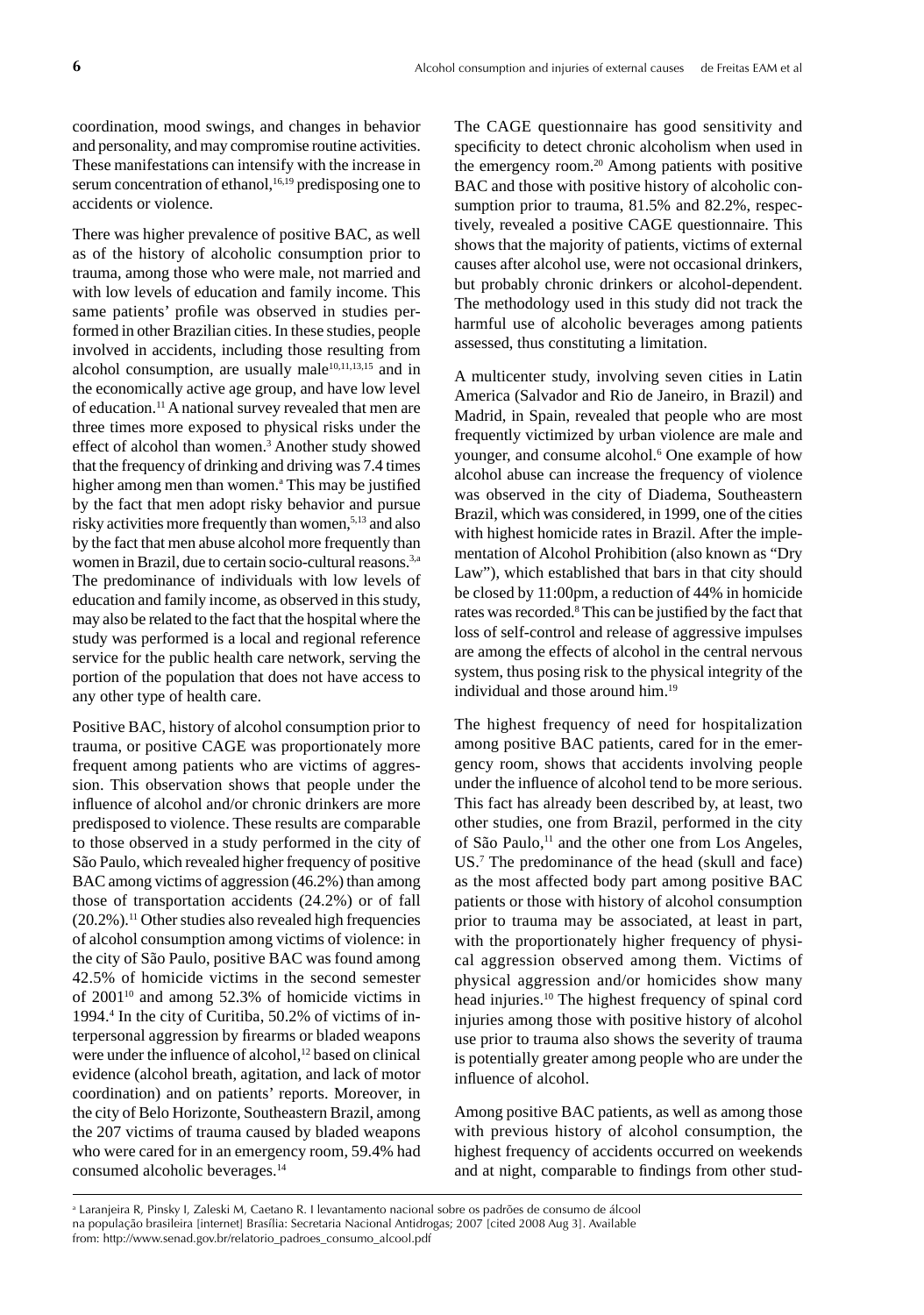coordination, mood swings, and changes in behavior and personality, and may compromise routine activities. These manifestations can intensify with the increase in serum concentration of ethanol,[16,19] predisposing one to accidents or violence.

There was higher prevalence of positive BAC, as well as of the history of alcoholic consumption prior to trauma, among those who were male, not married and with low levels of education and family income. This same patients' profile was observed in studies performed in other Brazilian cities. In these studies, people involved in accidents, including those resulting from alcohol consumption, are usually male[10,11,13,15] and in the economically active age group, and have low level of education.[11] A national survey revealed that men are three times more exposed to physical risks under the effect of alcohol than women.[3] Another study showed that the frequency of drinking and driving was 7.4 times higher among men than women.[a] This may be justified by the fact that men adopt risky behavior and pursue risky activities more frequently than women,[5,13] and also by the fact that men abuse alcohol more frequently than women in Brazil, due to certain socio-cultural reasons.[3,a] The predominance of individuals with low levels of education and family income, as observed in this study, may also be related to the fact that the hospital where the study was performed is a local and regional reference service for the public health care network, serving the portion of the population that does not have access to any other type of health care.

Positive BAC, history of alcohol consumption prior to trauma, or positive CAGE was proportionately more frequent among patients who are victims of aggression. This observation shows that people under the influence of alcohol and/or chronic drinkers are more predisposed to violence. These results are comparable to those observed in a study performed in the city of São Paulo, which revealed higher frequency of positive BAC among victims of aggression (46.2%) than among those of transportation accidents (24.2%) or of fall (20.2%).[11] Other studies also revealed high frequencies of alcohol consumption among victims of violence: in the city of São Paulo, positive BAC was found among 42.5% of homicide victims in the second semester of 2001[10] and among 52.3% of homicide victims in 1994.[4] In the city of Curitiba, 50.2% of victims of interpersonal aggression by firearms or bladed weapons were under the influence of alcohol,[12] based on clinical evidence (alcohol breath, agitation, and lack of motor coordination) and on patients' reports. Moreover, in the city of Belo Horizonte, Southeastern Brazil, among the 207 victims of trauma caused by bladed weapons who were cared for in an emergency room, 59.4% had consumed alcoholic beverages.[14]

The CAGE questionnaire has good sensitivity and specificity to detect chronic alcoholism when used in the emergency room.[20] Among patients with positive BAC and those with positive history of alcoholic consumption prior to trauma, 81.5% and 82.2%, respectively, revealed a positive CAGE questionnaire. This shows that the majority of patients, victims of external causes after alcohol use, were not occasional drinkers, but probably chronic drinkers or alcohol-dependent. The methodology used in this study did not track the harmful use of alcoholic beverages among patients assessed, thus constituting a limitation.

A multicenter study, involving seven cities in Latin America (Salvador and Rio de Janeiro, in Brazil) and Madrid, in Spain, revealed that people who are most frequently victimized by urban violence are male and younger, and consume alcohol.[6] One example of how alcohol abuse can increase the frequency of violence was observed in the city of Diadema, Southeastern Brazil, which was considered, in 1999, one of the cities with highest homicide rates in Brazil. After the implementation of Alcohol Prohibition (also known as "Dry Law"), which established that bars in that city should be closed by 11:00pm, a reduction of 44% in homicide rates was recorded.[8] This can be justified by the fact that loss of self-control and release of aggressive impulses are among the effects of alcohol in the central nervous system, thus posing risk to the physical integrity of the individual and those around him.[19]

The highest frequency of need for hospitalization among positive BAC patients, cared for in the emergency room, shows that accidents involving people under the influence of alcohol tend to be more serious. This fact has already been described by, at least, two other studies, one from Brazil, performed in the city of São Paulo,[11] and the other one from Los Angeles, US.[7] The predominance of the head (skull and face) as the most affected body part among positive BAC patients or those with history of alcohol consumption prior to trauma may be associated, at least in part, with the proportionately higher frequency of physical aggression observed among them. Victims of physical aggression and/or homicides show many head injuries.[10] The highest frequency of spinal cord injuries among those with positive history of alcohol use prior to trauma also shows the severity of trauma is potentially greater among people who are under the influence of alcohol.

Among positive BAC patients, as well as among those with previous history of alcohol consumption, the highest frequency of accidents occurred on weekends and at night, comparable to findings from other stud-

---

[a] Laranjeira R, Pinsky I, Zaleski M, Caetano R. I levantamento nacional sobre os padrões de consumo de álcool na população brasileira [internet] Brasília: Secretaria Nacional Antidrogas; 2007 [cited 2008 Aug 3]. Available from: http://www.senad.gov.br/relatorio_padroes_consumo_alcool.pdf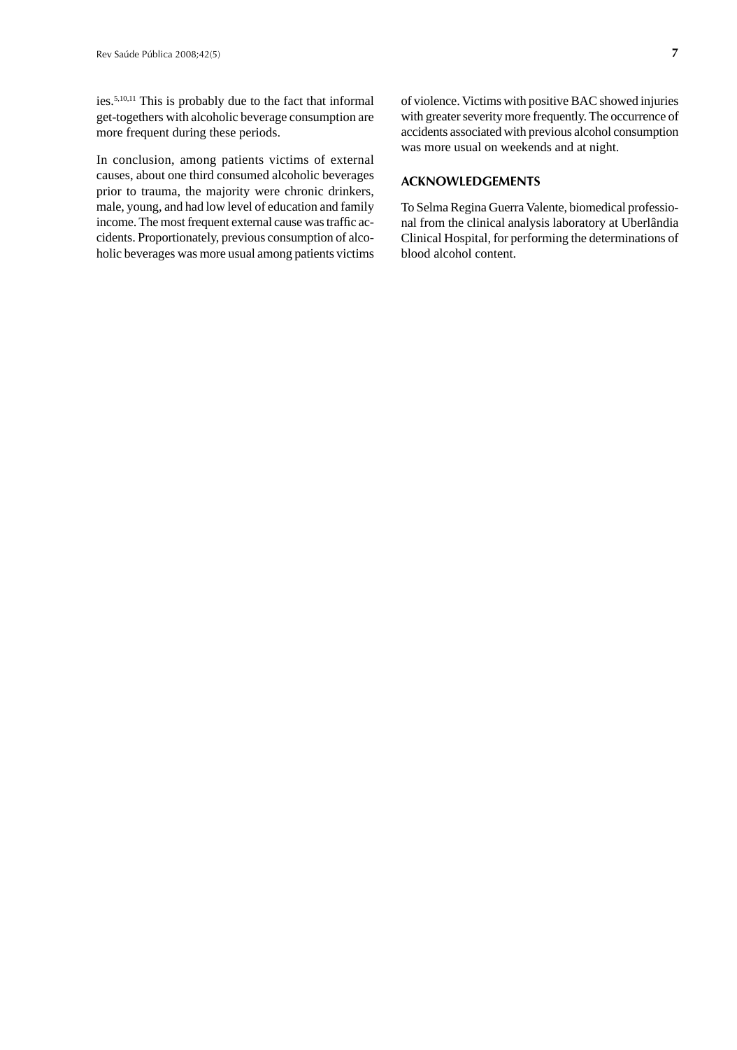ies.[5,10,11] This is probably due to the fact that informal get-togethers with alcoholic beverage consumption are more frequent during these periods.

In conclusion, among patients victims of external causes, about one third consumed alcoholic beverages prior to trauma, the majority were chronic drinkers, male, young, and had low level of education and family income. The most frequent external cause was traffic accidents. Proportionately, previous consumption of alcoholic beverages was more usual among patients victims of violence. Victims with positive BAC showed injuries with greater severity more frequently. The occurrence of accidents associated with previous alcohol consumption was more usual on weekends and at night.

## ACKNOWLEDGEMENTS

To Selma Regina Guerra Valente, biomedical professional from the clinical analysis laboratory at Uberlândia Clinical Hospital, for performing the determinations of blood alcohol content.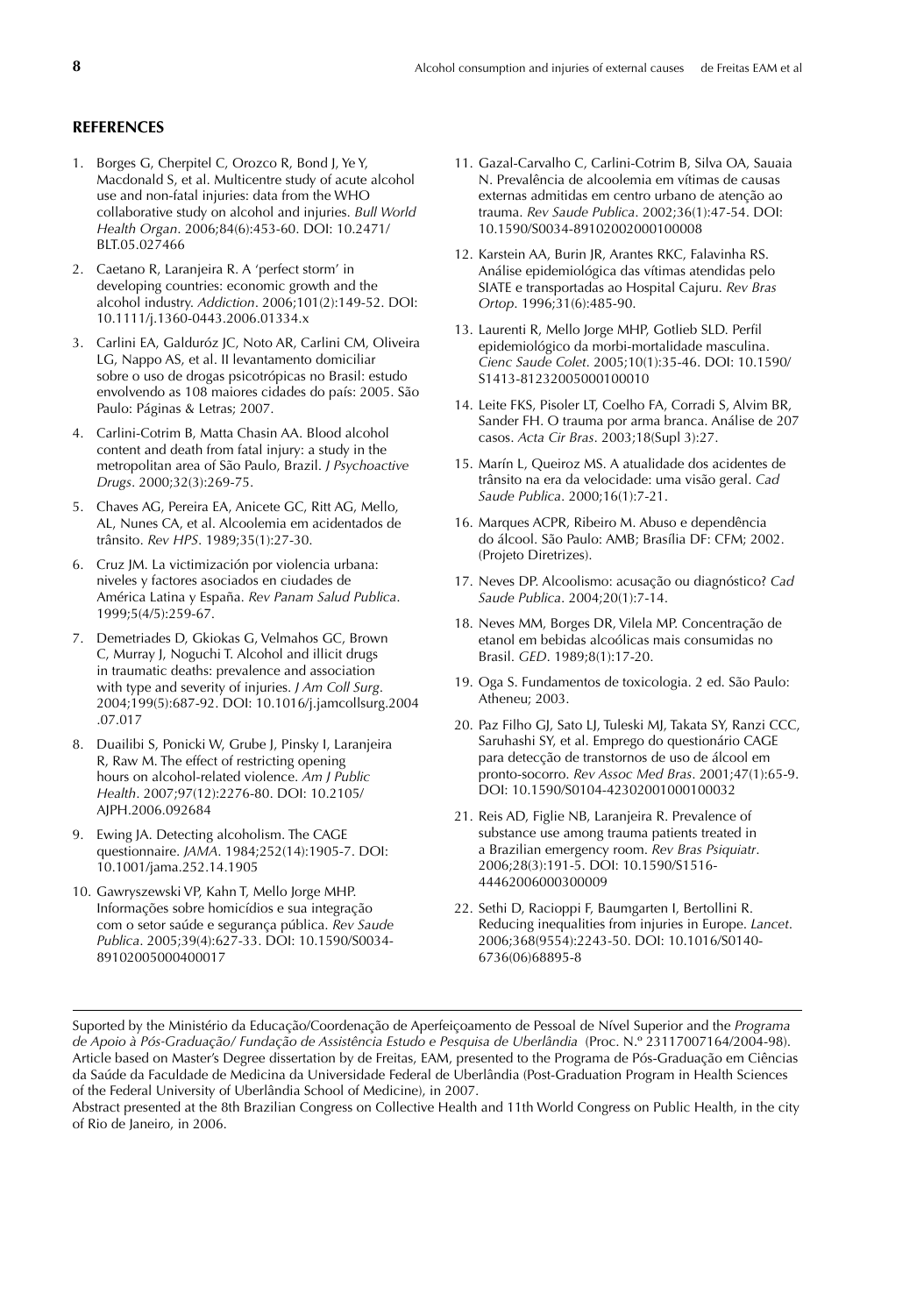## REFERENCES

1. Borges G, Cherpitel C, Orozco R, Bond J, Ye Y, Macdonald S, et al. Multicentre study of acute alcohol use and non-fatal injuries: data from the WHO collaborative study on alcohol and injuries. *Bull World Health Organ*. 2006;84(6):453-60. DOI: 10.2471/BLT.05.027466
2. Caetano R, Laranjeira R. A 'perfect storm' in developing countries: economic growth and the alcohol industry. *Addiction*. 2006;101(2):149-52. DOI: 10.1111/j.1360-0443.2006.01334.x
3. Carlini EA, Galduróz JC, Noto AR, Carlini CM, Oliveira LG, Nappo AS, et al. II levantamento domiciliar sobre o uso de drogas psicotrópicas no Brasil: estudo envolvendo as 108 maiores cidades do país: 2005. São Paulo: Páginas & Letras; 2007.
4. Carlini-Cotrim B, Matta Chasin AA. Blood alcohol content and death from fatal injury: a study in the metropolitan area of São Paulo, Brazil. *J Psychoactive Drugs*. 2000;32(3):269-75.
5. Chaves AG, Pereira EA, Anicete GC, Ritt AG, Mello, AL, Nunes CA, et al. Alcoolemia em acidentados de trânsito. *Rev HPS*. 1989;35(1):27-30.
6. Cruz JM. La victimización por violencia urbana: niveles y factores asociados en ciudades de América Latina y España. *Rev Panam Salud Publica*. 1999;5(4/5):259-67.
7. Demetriades D, Gkiokas G, Velmahos GC, Brown C, Murray J, Noguchi T. Alcohol and illicit drugs in traumatic deaths: prevalence and association with type and severity of injuries. *J Am Coll Surg*. 2004;199(5):687-92. DOI: 10.1016/j.jamcollsurg.2004.07.017
8. Duailibi S, Ponicki W, Grube J, Pinsky I, Laranjeira R, Raw M. The effect of restricting opening hours on alcohol-related violence. *Am J Public Health*. 2007;97(12):2276-80. DOI: 10.2105/AJPH.2006.092684
9. Ewing JA. Detecting alcoholism. The CAGE questionnaire. *JAMA*. 1984;252(14):1905-7. DOI: 10.1001/jama.252.14.1905
10. Gawryszewski VP, Kahn T, Mello Jorge MHP. Informações sobre homicídios e sua integração com o setor saúde e segurança pública. *Rev Saude Publica*. 2005;39(4):627-33. DOI: 10.1590/S0034-89102005000400017
11. Gazal-Carvalho C, Carlini-Cotrim B, Silva OA, Sauaia N. Prevalência de alcoolemia em vítimas de causas externas admitidas em centro urbano de atenção ao trauma. *Rev Saude Publica*. 2002;36(1):47-54. DOI: 10.1590/S0034-89102002000100008
12. Karstein AA, Burin JR, Arantes RKC, Falavinha RS. Análise epidemiológica das vítimas atendidas pelo SIATE e transportadas ao Hospital Cajuru. *Rev Bras Ortop*. 1996;31(6):485-90.
13. Laurenti R, Mello Jorge MHP, Gotlieb SLD. Perfil epidemiológico da morbi-mortalidade masculina. *Cienc Saude Colet*. 2005;10(1):35-46. DOI: 10.1590/S1413-81232005000100010
14. Leite FKS, Pisoler LT, Coelho FA, Corradi S, Alvim BR, Sander FH. O trauma por arma branca. Análise de 207 casos. *Acta Cir Bras*. 2003;18(Supl 3):27.
15. Marín L, Queiroz MS. A atualidade dos acidentes de trânsito na era da velocidade: uma visão geral. *Cad Saude Publica*. 2000;16(1):7-21.
16. Marques ACPR, Ribeiro M. Abuso e dependência do álcool. São Paulo: AMB; Brasília DF: CFM; 2002. (Projeto Diretrizes).
17. Neves DP. Alcoolismo: acusação ou diagnóstico? *Cad Saude Publica*. 2004;20(1):7-14.
18. Neves MM, Borges DR, Vilela MP. Concentração de etanol em bebidas alcoólicas mais consumidas no Brasil. *GED*. 1989;8(1):17-20.
19. Oga S. Fundamentos de toxicologia. 2 ed. São Paulo: Atheneu; 2003.
20. Paz Filho GJ, Sato LJ, Tuleski MJ, Takata SY, Ranzi CCC, Saruhashi SY, et al. Emprego do questionário CAGE para detecção de transtornos de uso de álcool em pronto-socorro. *Rev Assoc Med Bras*. 2001;47(1):65-9. DOI: 10.1590/S0104-42302001000100032
21. Reis AD, Figlie NB, Laranjeira R. Prevalence of substance use among trauma patients treated in a Brazilian emergency room. *Rev Bras Psiquiatr*. 2006;28(3):191-5. DOI: 10.1590/S1516-44462006000300009
22. Sethi D, Racioppi F, Baumgarten I, Bertollini R. Reducing inequalities from injuries in Europe. *Lancet*. 2006;368(9554):2243-50. DOI: 10.1016/S0140-6736(06)68895-8

---

Suported by the Ministério da Educação/Coordenação de Aperfeiçoamento de Pessoal de Nível Superior and the *Programa de Apoio à Pós-Graduação/ Fundação de Assistência Estudo e Pesquisa de Uberlândia* (Proc. N.º 23117007164/2004-98).
Article based on Master's Degree dissertation by de Freitas, EAM, presented to the Programa de Pós-Graduação em Ciências da Saúde da Faculdade de Medicina da Universidade Federal de Uberlândia (Post-Graduation Program in Health Sciences of the Federal University of Uberlândia School of Medicine), in 2007.
Abstract presented at the 8th Brazilian Congress on Collective Health and 11th World Congress on Public Health, in the city of Rio de Janeiro, in 2006.